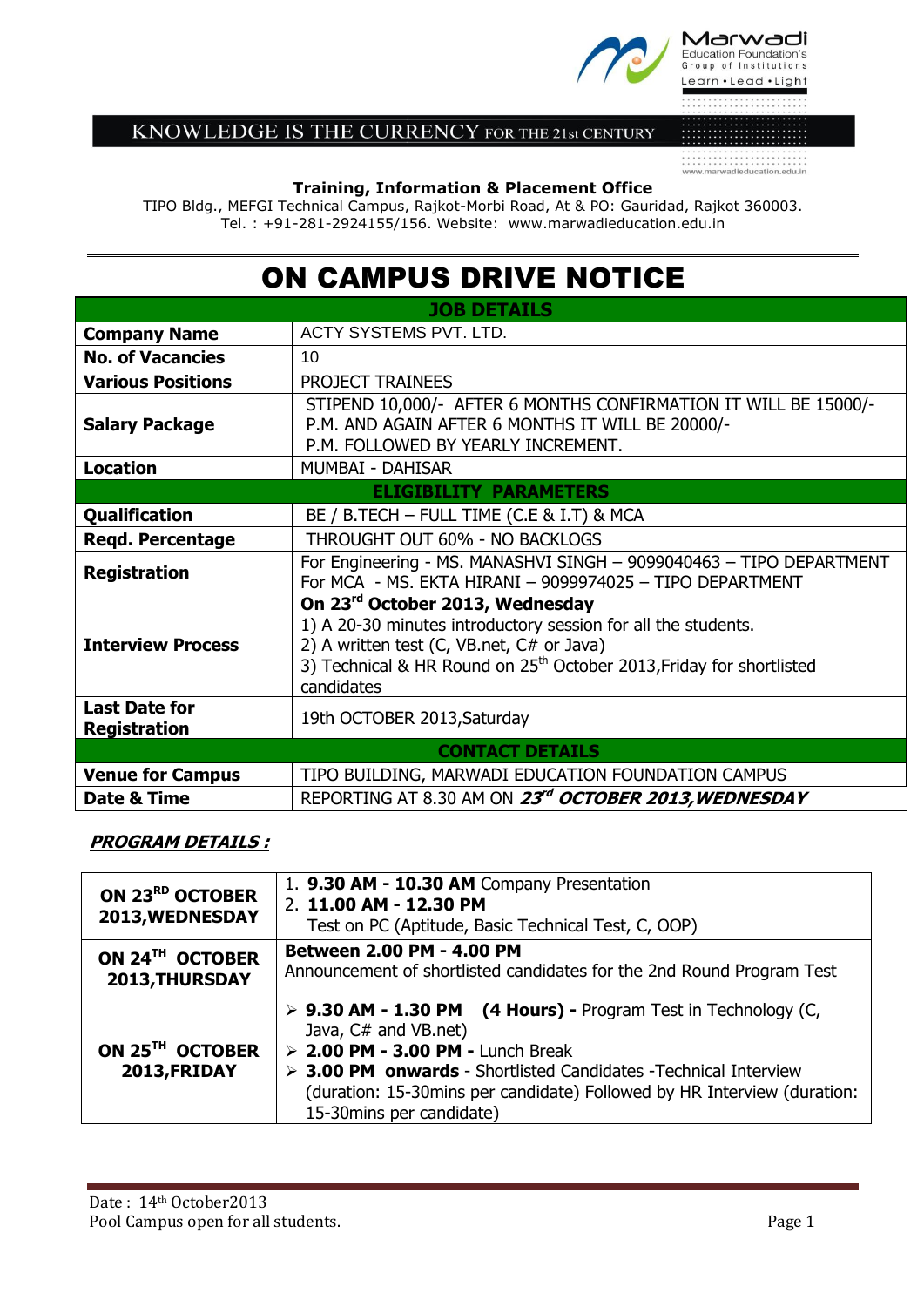Marwadi Education Foundation's Group of Institutions
Learn • Lead • Light

KNOWLEDGE IS THE CURRENCY FOR THE 21st CENTURY

www.marwadieducation.edu.in

**Training, Information & Placement Office**
TIPO Bldg., MEFGI Technical Campus, Rajkot-Morbi Road, At & PO: Gauridad, Rajkot 360003.
Tel. : +91-281-2924155/156. Website: www.marwadieducation.edu.in

# ON CAMPUS DRIVE NOTICE

| JOB DETAILS | |
|---|---|
| **Company Name** | ACTY SYSTEMS PVT. LTD. |
| **No. of Vacancies** | 10 |
| **Various Positions** | PROJECT TRAINEES |
| **Salary Package** | STIPEND 10,000/- AFTER 6 MONTHS CONFIRMATION IT WILL BE 15000/- P.M. AND AGAIN AFTER 6 MONTHS IT WILL BE 20000/- P.M. FOLLOWED BY YEARLY INCREMENT. |
| **Location** | MUMBAI - DAHISAR |
| **ELIGIBILITY PARAMETERS** | |
| **Qualification** | BE / B.TECH – FULL TIME (C.E & I.T) & MCA |
| **Reqd. Percentage** | THROUGHT OUT 60% - NO BACKLOGS |
| **Registration** | For Engineering - MS. MANASHVI SINGH – 9099040463 – TIPO DEPARTMENT<br>For MCA - MS. EKTA HIRANI – 9099974025 – TIPO DEPARTMENT |
| **Interview Process** | **On 23rd October 2013, Wednesday**<br>1) A 20-30 minutes introductory session for all the students.<br>2) A written test (C, VB.net, C# or Java)<br>3) Technical & HR Round on 25th October 2013,Friday for shortlisted candidates |
| **Last Date for Registration** | 19th OCTOBER 2013,Saturday |
| **CONTACT DETAILS** | |
| **Venue for Campus** | TIPO BUILDING, MARWADI EDUCATION FOUNDATION CAMPUS |
| **Date & Time** | REPORTING AT 8.30 AM ON ***23rd OCTOBER 2013,WEDNESDAY*** |

***PROGRAM DETAILS :***

| | |
|---|---|
| **ON 23RD OCTOBER 2013,WEDNESDAY** | 1. **9.30 AM - 10.30 AM** Company Presentation<br>2. **11.00 AM - 12.30 PM**<br>Test on PC (Aptitude, Basic Technical Test, C, OOP) |
| **ON 24TH OCTOBER 2013,THURSDAY** | **Between 2.00 PM - 4.00 PM**<br>Announcement of shortlisted candidates for the 2nd Round Program Test |
| **ON 25TH OCTOBER 2013,FRIDAY** | ➢ **9.30 AM - 1.30 PM (4 Hours) -** Program Test in Technology (C, Java, C# and VB.net)<br>➢ **2.00 PM - 3.00 PM -** Lunch Break<br>➢ **3.00 PM onwards** - Shortlisted Candidates -Technical Interview (duration: 15-30mins per candidate) Followed by HR Interview (duration: 15-30mins per candidate) |

Date : 14th October2013
Pool Campus open for all students.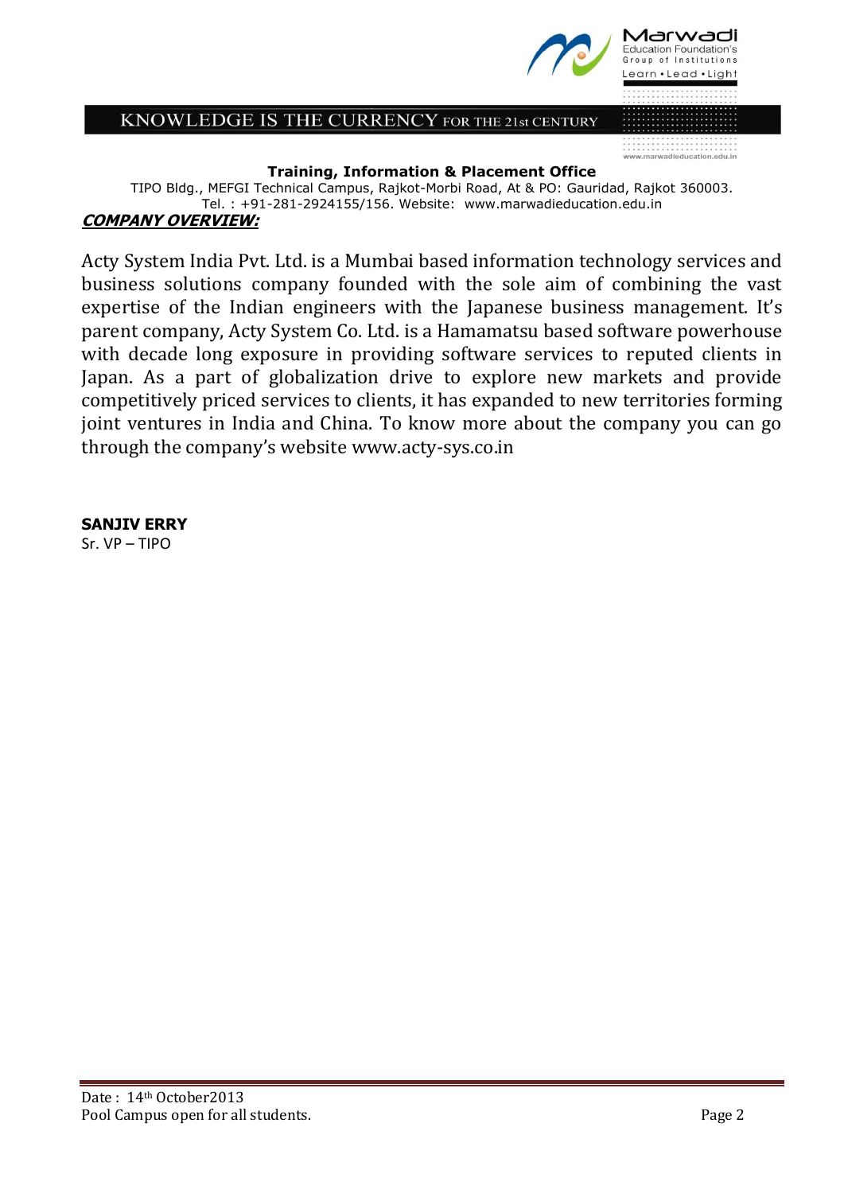**Training, Information & Placement Office**

TIPO Bldg., MEFGI Technical Campus, Rajkot-Morbi Road, At & PO: Gauridad, Rajkot 360003.
Tel. : +91-281-2924155/156. Website: www.marwadieducation.edu.in

***COMPANY OVERVIEW:***

Acty System India Pvt. Ltd. is a Mumbai based information technology services and business solutions company founded with the sole aim of combining the vast expertise of the Indian engineers with the Japanese business management. It's parent company, Acty System Co. Ltd. is a Hamamatsu based software powerhouse with decade long exposure in providing software services to reputed clients in Japan. As a part of globalization drive to explore new markets and provide competitively priced services to clients, it has expanded to new territories forming joint ventures in India and China. To know more about the company you can go through the company's website www.acty-sys.co.in

**SANJIV ERRY**
Sr. VP – TIPO

Date : 14th October2013
Pool Campus open for all students.